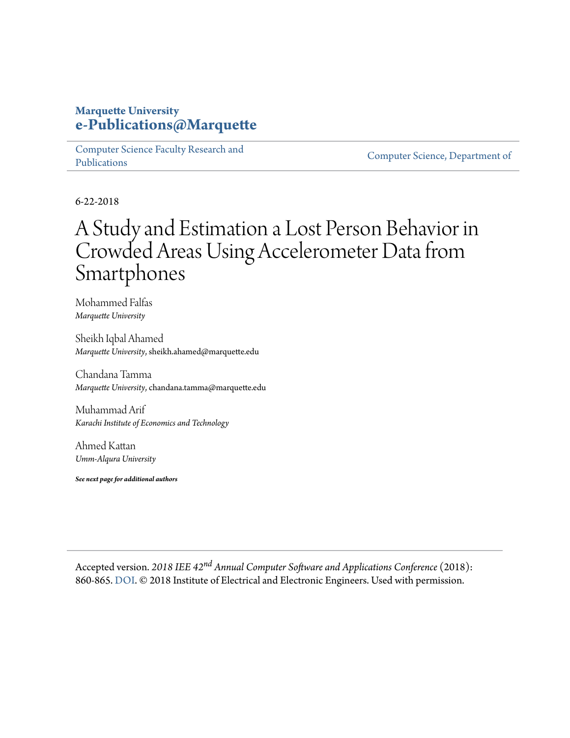**Marquette University**
**e-Publications@Marquette**

Computer Science Faculty Research and Publications | Computer Science, Department of

6-22-2018

# A Study and Estimation a Lost Person Behavior in Crowded Areas Using Accelerometer Data from Smartphones

Mohammed Falfas
*Marquette University*

Sheikh Iqbal Ahamed
*Marquette University*, sheikh.ahamed@marquette.edu

Chandana Tamma
*Marquette University*, chandana.tamma@marquette.edu

Muhammad Arif
*Karachi Institute of Economics and Technology*

Ahmed Kattan
*Umm-Alqura University*

***See next page for additional authors***

---

Accepted version. *2018 IEE 42nd Annual Computer Software and Applications Conference* (2018): 860-865. DOI. © 2018 Institute of Electrical and Electronic Engineers. Used with permission.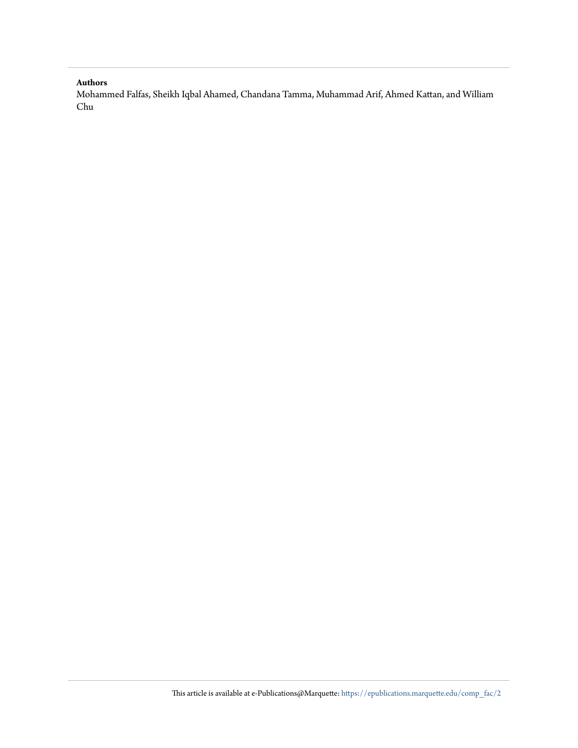**Authors**

Mohammed Falfas, Sheikh Iqbal Ahamed, Chandana Tamma, Muhammad Arif, Ahmed Kattan, and William Chu

This article is available at e-Publications@Marquette: https://epublications.marquette.edu/comp_fac/2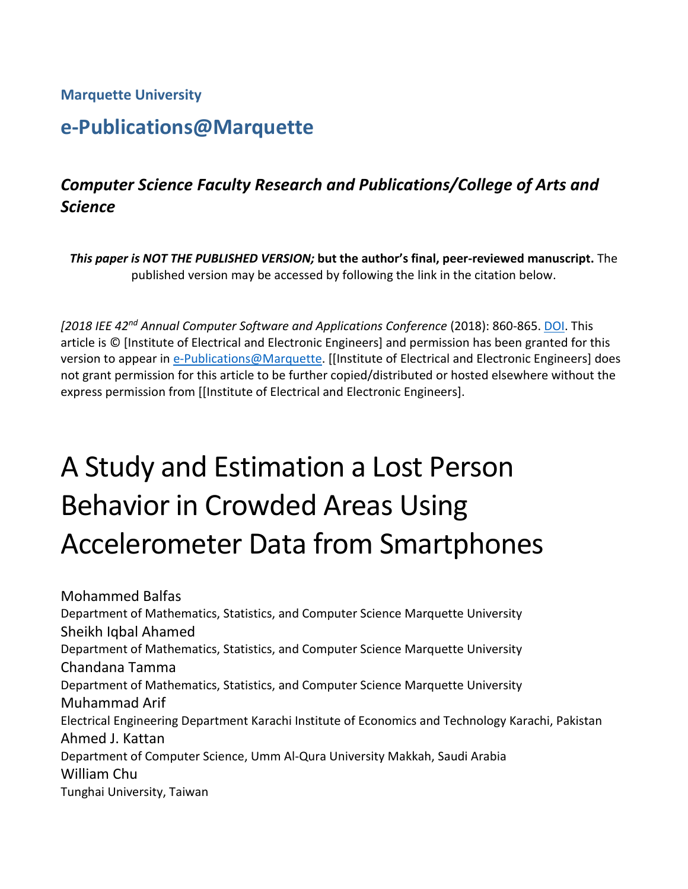**Marquette University**

## e-Publications@Marquette

### *Computer Science Faculty Research and Publications/College of Arts and Science*

***This paper is NOT THE PUBLISHED VERSION;* but the author's final, peer-reviewed manuscript.** The published version may be accessed by following the link in the citation below.

*[2018 IEE 42nd Annual Computer Software and Applications Conference* (2018): 860-865. DOI. This article is © [Institute of Electrical and Electronic Engineers] and permission has been granted for this version to appear in e-Publications@Marquette. [[Institute of Electrical and Electronic Engineers] does not grant permission for this article to be further copied/distributed or hosted elsewhere without the express permission from [[Institute of Electrical and Electronic Engineers].

# A Study and Estimation a Lost Person Behavior in Crowded Areas Using Accelerometer Data from Smartphones

Mohammed Balfas
Department of Mathematics, Statistics, and Computer Science Marquette University

Sheikh Iqbal Ahamed
Department of Mathematics, Statistics, and Computer Science Marquette University

Chandana Tamma
Department of Mathematics, Statistics, and Computer Science Marquette University

Muhammad Arif
Electrical Engineering Department Karachi Institute of Economics and Technology Karachi, Pakistan

Ahmed J. Kattan
Department of Computer Science, Umm Al-Qura University Makkah, Saudi Arabia

William Chu
Tunghai University, Taiwan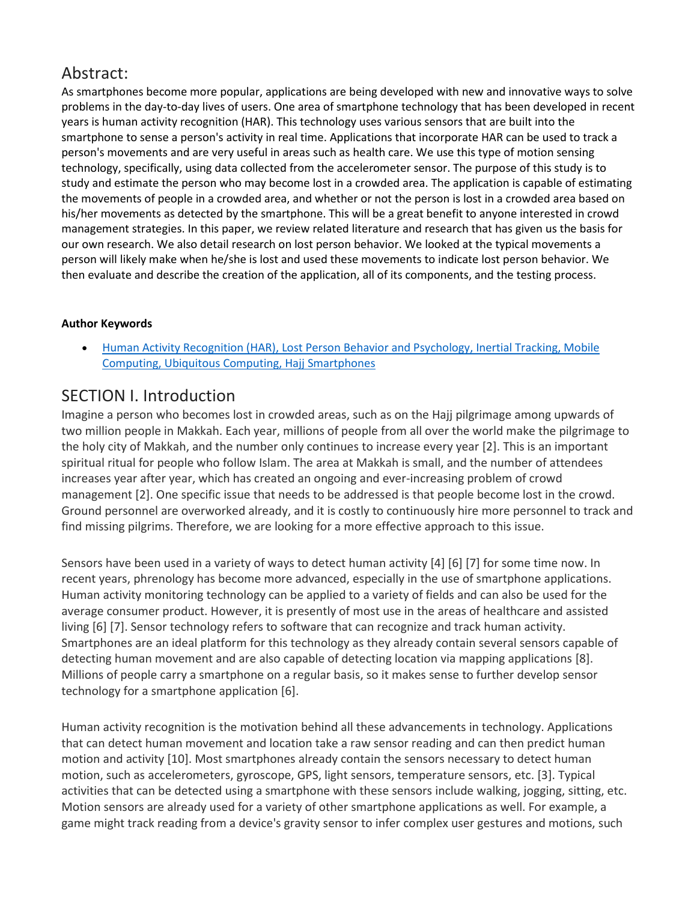## Abstract:

As smartphones become more popular, applications are being developed with new and innovative ways to solve problems in the day-to-day lives of users. One area of smartphone technology that has been developed in recent years is human activity recognition (HAR). This technology uses various sensors that are built into the smartphone to sense a person's activity in real time. Applications that incorporate HAR can be used to track a person's movements and are very useful in areas such as health care. We use this type of motion sensing technology, specifically, using data collected from the accelerometer sensor. The purpose of this study is to study and estimate the person who may become lost in a crowded area. The application is capable of estimating the movements of people in a crowded area, and whether or not the person is lost in a crowded area based on his/her movements as detected by the smartphone. This will be a great benefit to anyone interested in crowd management strategies. In this paper, we review related literature and research that has given us the basis for our own research. We also detail research on lost person behavior. We looked at the typical movements a person will likely make when he/she is lost and used these movements to indicate lost person behavior. We then evaluate and describe the creation of the application, all of its components, and the testing process.

**Author Keywords**

- Human Activity Recognition (HAR), Lost Person Behavior and Psychology, Inertial Tracking, Mobile Computing, Ubiquitous Computing, Hajj Smartphones

## SECTION I. Introduction

Imagine a person who becomes lost in crowded areas, such as on the Hajj pilgrimage among upwards of two million people in Makkah. Each year, millions of people from all over the world make the pilgrimage to the holy city of Makkah, and the number only continues to increase every year [2]. This is an important spiritual ritual for people who follow Islam. The area at Makkah is small, and the number of attendees increases year after year, which has created an ongoing and ever-increasing problem of crowd management [2]. One specific issue that needs to be addressed is that people become lost in the crowd. Ground personnel are overworked already, and it is costly to continuously hire more personnel to track and find missing pilgrims. Therefore, we are looking for a more effective approach to this issue.

Sensors have been used in a variety of ways to detect human activity [4] [6] [7] for some time now. In recent years, phrenology has become more advanced, especially in the use of smartphone applications. Human activity monitoring technology can be applied to a variety of fields and can also be used for the average consumer product. However, it is presently of most use in the areas of healthcare and assisted living [6] [7]. Sensor technology refers to software that can recognize and track human activity. Smartphones are an ideal platform for this technology as they already contain several sensors capable of detecting human movement and are also capable of detecting location via mapping applications [8]. Millions of people carry a smartphone on a regular basis, so it makes sense to further develop sensor technology for a smartphone application [6].

Human activity recognition is the motivation behind all these advancements in technology. Applications that can detect human movement and location take a raw sensor reading and can then predict human motion and activity [10]. Most smartphones already contain the sensors necessary to detect human motion, such as accelerometers, gyroscope, GPS, light sensors, temperature sensors, etc. [3]. Typical activities that can be detected using a smartphone with these sensors include walking, jogging, sitting, etc. Motion sensors are already used for a variety of other smartphone applications as well. For example, a game might track reading from a device's gravity sensor to infer complex user gestures and motions, such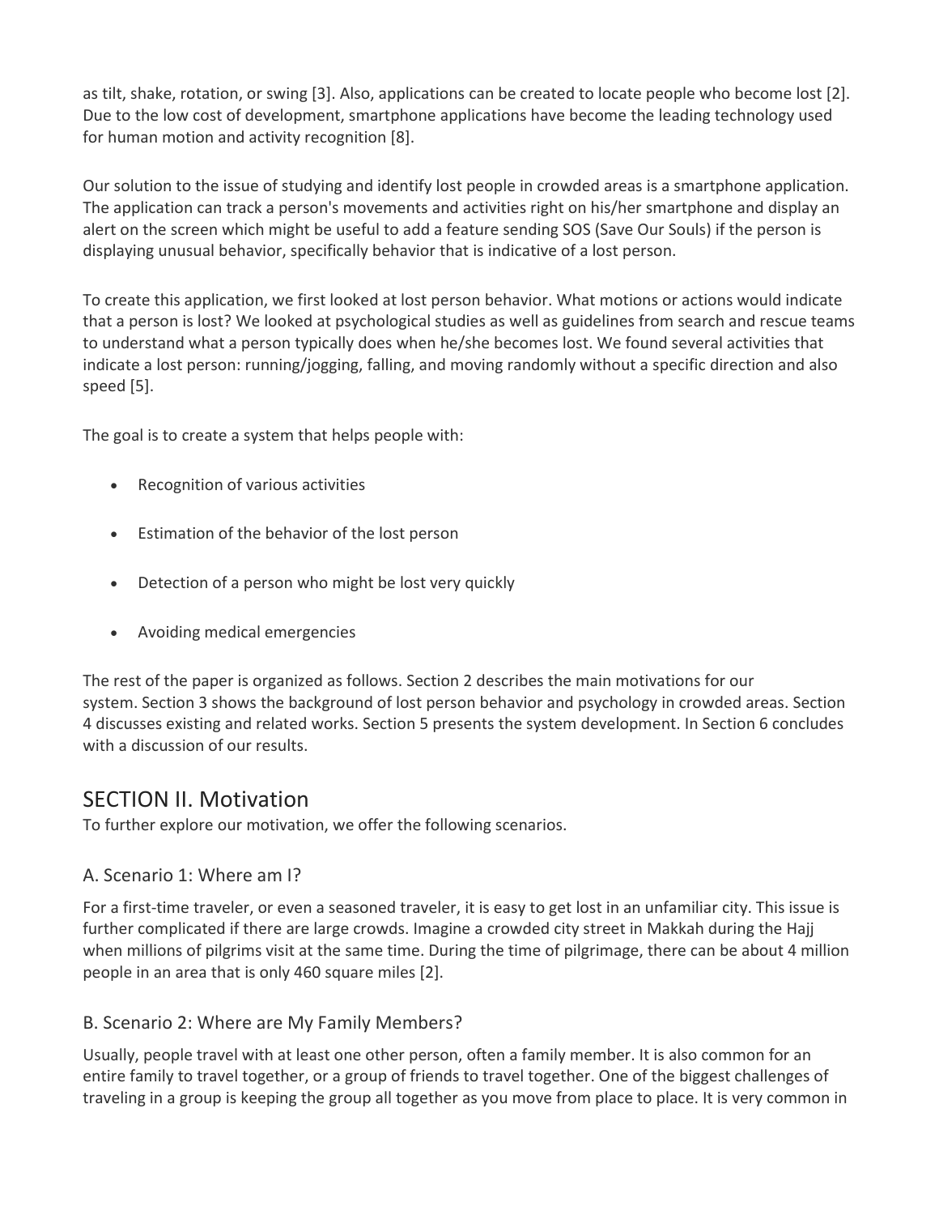as tilt, shake, rotation, or swing [3]. Also, applications can be created to locate people who become lost [2]. Due to the low cost of development, smartphone applications have become the leading technology used for human motion and activity recognition [8].

Our solution to the issue of studying and identify lost people in crowded areas is a smartphone application. The application can track a person's movements and activities right on his/her smartphone and display an alert on the screen which might be useful to add a feature sending SOS (Save Our Souls) if the person is displaying unusual behavior, specifically behavior that is indicative of a lost person.

To create this application, we first looked at lost person behavior. What motions or actions would indicate that a person is lost? We looked at psychological studies as well as guidelines from search and rescue teams to understand what a person typically does when he/she becomes lost. We found several activities that indicate a lost person: running/jogging, falling, and moving randomly without a specific direction and also speed [5].

The goal is to create a system that helps people with:

- Recognition of various activities
- Estimation of the behavior of the lost person
- Detection of a person who might be lost very quickly
- Avoiding medical emergencies

The rest of the paper is organized as follows. Section 2 describes the main motivations for our system. Section 3 shows the background of lost person behavior and psychology in crowded areas. Section 4 discusses existing and related works. Section 5 presents the system development. In Section 6 concludes with a discussion of our results.

## SECTION II. Motivation

To further explore our motivation, we offer the following scenarios.

### A. Scenario 1: Where am I?

For a first-time traveler, or even a seasoned traveler, it is easy to get lost in an unfamiliar city. This issue is further complicated if there are large crowds. Imagine a crowded city street in Makkah during the Hajj when millions of pilgrims visit at the same time. During the time of pilgrimage, there can be about 4 million people in an area that is only 460 square miles [2].

### B. Scenario 2: Where are My Family Members?

Usually, people travel with at least one other person, often a family member. It is also common for an entire family to travel together, or a group of friends to travel together. One of the biggest challenges of traveling in a group is keeping the group all together as you move from place to place. It is very common in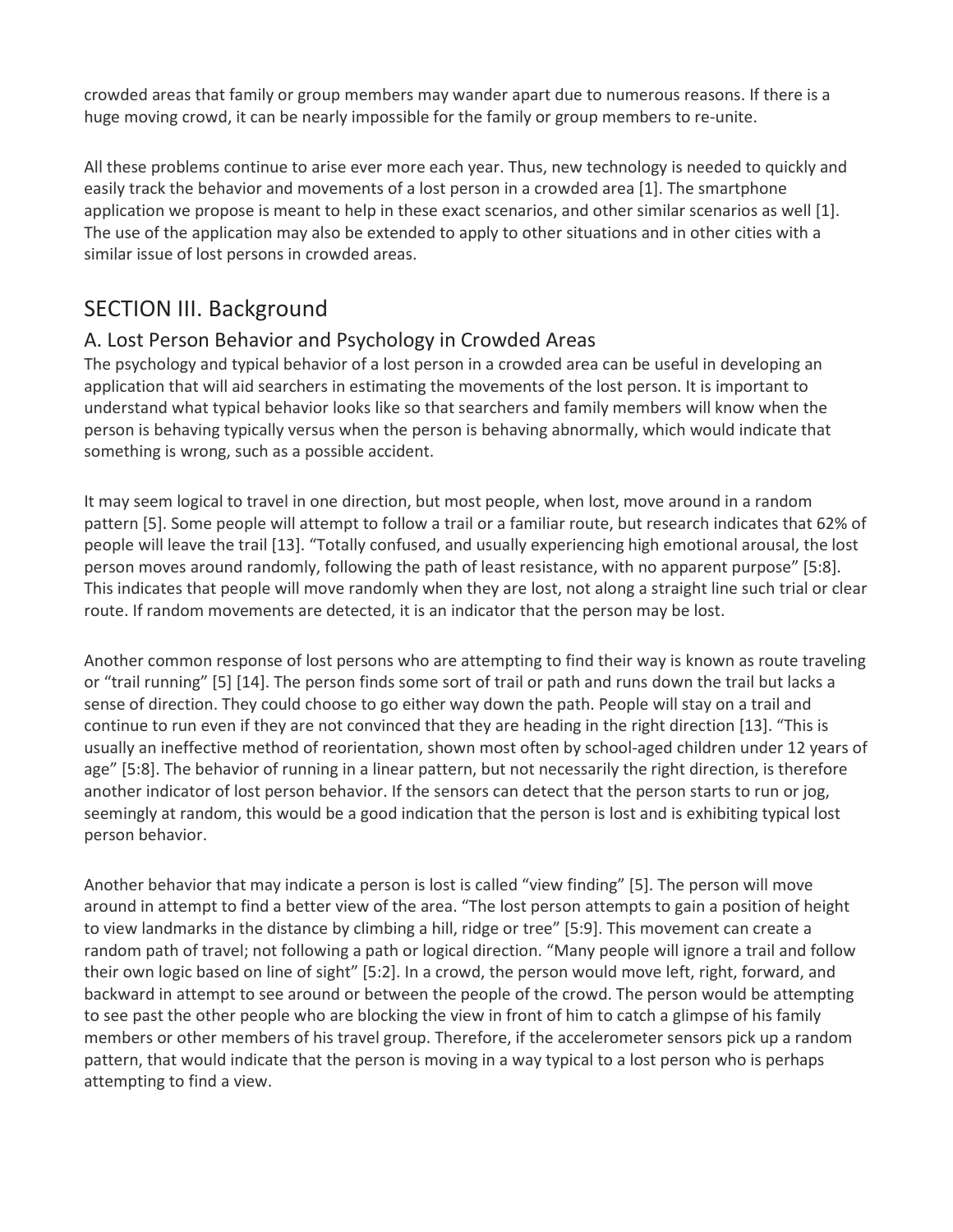crowded areas that family or group members may wander apart due to numerous reasons. If there is a huge moving crowd, it can be nearly impossible for the family or group members to re-unite.

All these problems continue to arise ever more each year. Thus, new technology is needed to quickly and easily track the behavior and movements of a lost person in a crowded area [1]. The smartphone application we propose is meant to help in these exact scenarios, and other similar scenarios as well [1]. The use of the application may also be extended to apply to other situations and in other cities with a similar issue of lost persons in crowded areas.

## SECTION III. Background

### A. Lost Person Behavior and Psychology in Crowded Areas

The psychology and typical behavior of a lost person in a crowded area can be useful in developing an application that will aid searchers in estimating the movements of the lost person. It is important to understand what typical behavior looks like so that searchers and family members will know when the person is behaving typically versus when the person is behaving abnormally, which would indicate that something is wrong, such as a possible accident.

It may seem logical to travel in one direction, but most people, when lost, move around in a random pattern [5]. Some people will attempt to follow a trail or a familiar route, but research indicates that 62% of people will leave the trail [13]. "Totally confused, and usually experiencing high emotional arousal, the lost person moves around randomly, following the path of least resistance, with no apparent purpose" [5:8]. This indicates that people will move randomly when they are lost, not along a straight line such trial or clear route. If random movements are detected, it is an indicator that the person may be lost.

Another common response of lost persons who are attempting to find their way is known as route traveling or "trail running" [5] [14]. The person finds some sort of trail or path and runs down the trail but lacks a sense of direction. They could choose to go either way down the path. People will stay on a trail and continue to run even if they are not convinced that they are heading in the right direction [13]. "This is usually an ineffective method of reorientation, shown most often by school-aged children under 12 years of age" [5:8]. The behavior of running in a linear pattern, but not necessarily the right direction, is therefore another indicator of lost person behavior. If the sensors can detect that the person starts to run or jog, seemingly at random, this would be a good indication that the person is lost and is exhibiting typical lost person behavior.

Another behavior that may indicate a person is lost is called "view finding" [5]. The person will move around in attempt to find a better view of the area. "The lost person attempts to gain a position of height to view landmarks in the distance by climbing a hill, ridge or tree" [5:9]. This movement can create a random path of travel; not following a path or logical direction. "Many people will ignore a trail and follow their own logic based on line of sight" [5:2]. In a crowd, the person would move left, right, forward, and backward in attempt to see around or between the people of the crowd. The person would be attempting to see past the other people who are blocking the view in front of him to catch a glimpse of his family members or other members of his travel group. Therefore, if the accelerometer sensors pick up a random pattern, that would indicate that the person is moving in a way typical to a lost person who is perhaps attempting to find a view.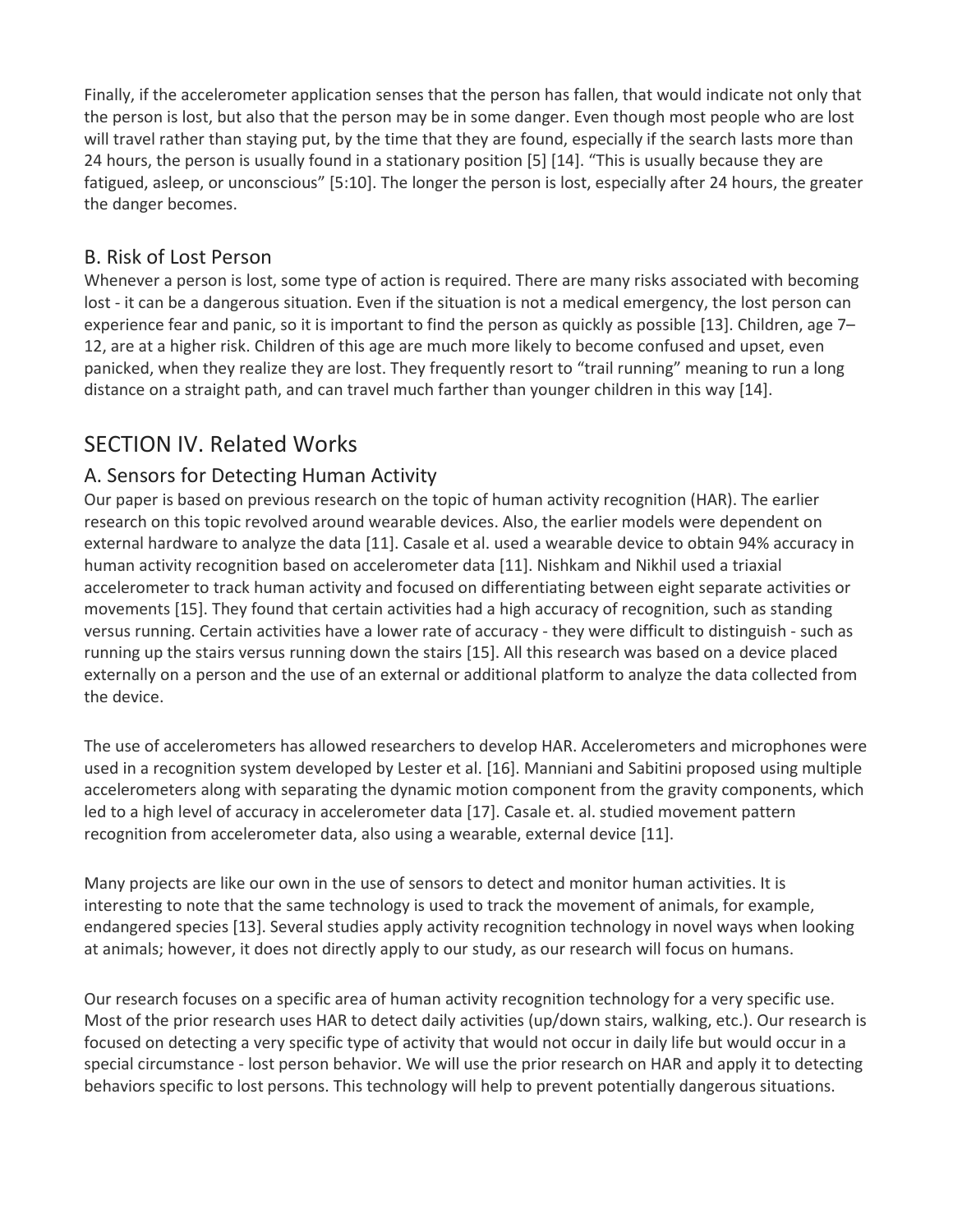Finally, if the accelerometer application senses that the person has fallen, that would indicate not only that the person is lost, but also that the person may be in some danger. Even though most people who are lost will travel rather than staying put, by the time that they are found, especially if the search lasts more than 24 hours, the person is usually found in a stationary position [5] [14]. "This is usually because they are fatigued, asleep, or unconscious" [5:10]. The longer the person is lost, especially after 24 hours, the greater the danger becomes.

### B. Risk of Lost Person

Whenever a person is lost, some type of action is required. There are many risks associated with becoming lost - it can be a dangerous situation. Even if the situation is not a medical emergency, the lost person can experience fear and panic, so it is important to find the person as quickly as possible [13]. Children, age 7–12, are at a higher risk. Children of this age are much more likely to become confused and upset, even panicked, when they realize they are lost. They frequently resort to "trail running" meaning to run a long distance on a straight path, and can travel much farther than younger children in this way [14].

## SECTION IV. Related Works

### A. Sensors for Detecting Human Activity

Our paper is based on previous research on the topic of human activity recognition (HAR). The earlier research on this topic revolved around wearable devices. Also, the earlier models were dependent on external hardware to analyze the data [11]. Casale et al. used a wearable device to obtain 94% accuracy in human activity recognition based on accelerometer data [11]. Nishkam and Nikhil used a triaxial accelerometer to track human activity and focused on differentiating between eight separate activities or movements [15]. They found that certain activities had a high accuracy of recognition, such as standing versus running. Certain activities have a lower rate of accuracy - they were difficult to distinguish - such as running up the stairs versus running down the stairs [15]. All this research was based on a device placed externally on a person and the use of an external or additional platform to analyze the data collected from the device.

The use of accelerometers has allowed researchers to develop HAR. Accelerometers and microphones were used in a recognition system developed by Lester et al. [16]. Manniani and Sabitini proposed using multiple accelerometers along with separating the dynamic motion component from the gravity components, which led to a high level of accuracy in accelerometer data [17]. Casale et. al. studied movement pattern recognition from accelerometer data, also using a wearable, external device [11].

Many projects are like our own in the use of sensors to detect and monitor human activities. It is interesting to note that the same technology is used to track the movement of animals, for example, endangered species [13]. Several studies apply activity recognition technology in novel ways when looking at animals; however, it does not directly apply to our study, as our research will focus on humans.

Our research focuses on a specific area of human activity recognition technology for a very specific use. Most of the prior research uses HAR to detect daily activities (up/down stairs, walking, etc.). Our research is focused on detecting a very specific type of activity that would not occur in daily life but would occur in a special circumstance - lost person behavior. We will use the prior research on HAR and apply it to detecting behaviors specific to lost persons. This technology will help to prevent potentially dangerous situations.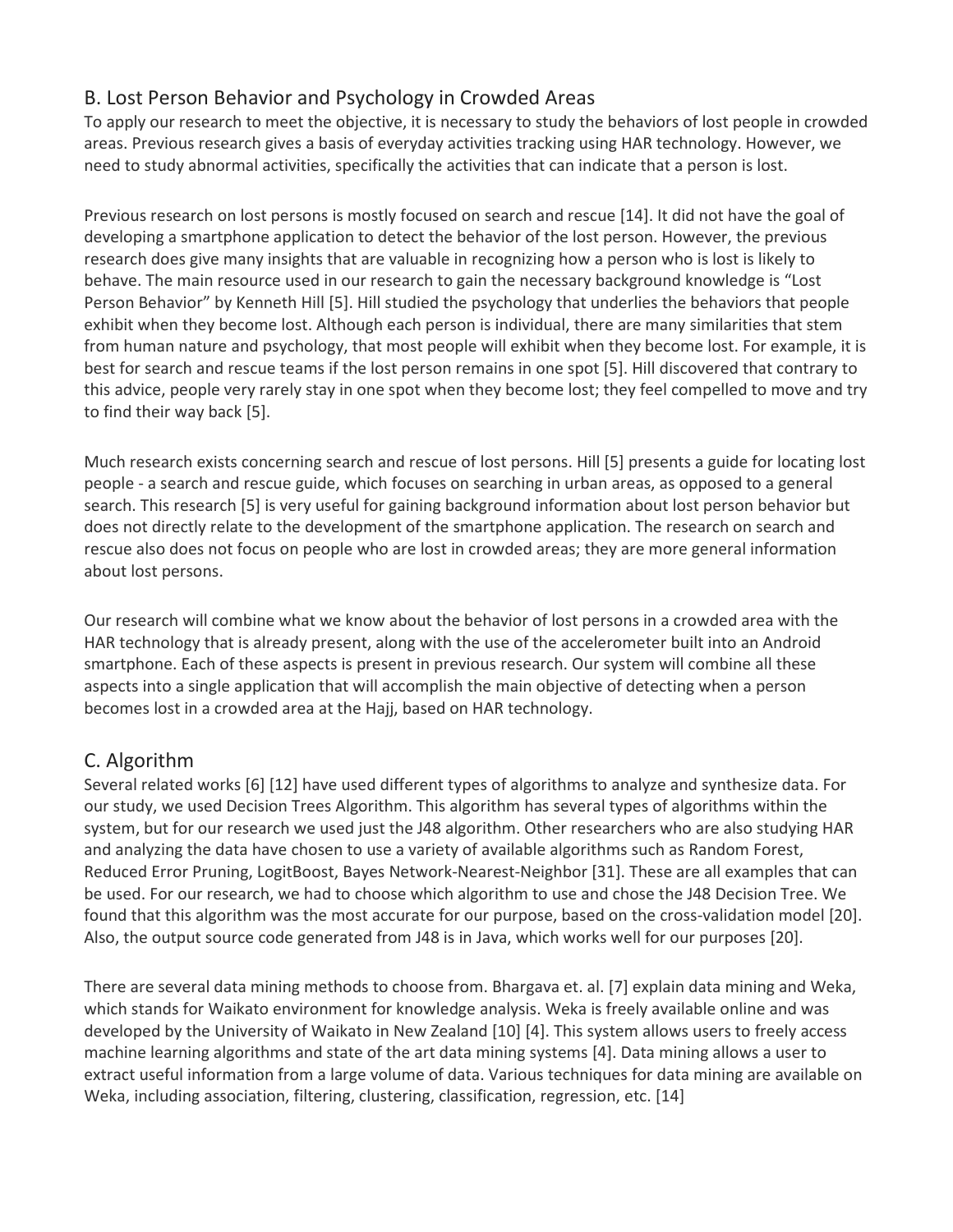## B. Lost Person Behavior and Psychology in Crowded Areas

To apply our research to meet the objective, it is necessary to study the behaviors of lost people in crowded areas. Previous research gives a basis of everyday activities tracking using HAR technology. However, we need to study abnormal activities, specifically the activities that can indicate that a person is lost.

Previous research on lost persons is mostly focused on search and rescue [14]. It did not have the goal of developing a smartphone application to detect the behavior of the lost person. However, the previous research does give many insights that are valuable in recognizing how a person who is lost is likely to behave. The main resource used in our research to gain the necessary background knowledge is "Lost Person Behavior" by Kenneth Hill [5]. Hill studied the psychology that underlies the behaviors that people exhibit when they become lost. Although each person is individual, there are many similarities that stem from human nature and psychology, that most people will exhibit when they become lost. For example, it is best for search and rescue teams if the lost person remains in one spot [5]. Hill discovered that contrary to this advice, people very rarely stay in one spot when they become lost; they feel compelled to move and try to find their way back [5].

Much research exists concerning search and rescue of lost persons. Hill [5] presents a guide for locating lost people - a search and rescue guide, which focuses on searching in urban areas, as opposed to a general search. This research [5] is very useful for gaining background information about lost person behavior but does not directly relate to the development of the smartphone application. The research on search and rescue also does not focus on people who are lost in crowded areas; they are more general information about lost persons.

Our research will combine what we know about the behavior of lost persons in a crowded area with the HAR technology that is already present, along with the use of the accelerometer built into an Android smartphone. Each of these aspects is present in previous research. Our system will combine all these aspects into a single application that will accomplish the main objective of detecting when a person becomes lost in a crowded area at the Hajj, based on HAR technology.

## C. Algorithm

Several related works [6] [12] have used different types of algorithms to analyze and synthesize data. For our study, we used Decision Trees Algorithm. This algorithm has several types of algorithms within the system, but for our research we used just the J48 algorithm. Other researchers who are also studying HAR and analyzing the data have chosen to use a variety of available algorithms such as Random Forest, Reduced Error Pruning, LogitBoost, Bayes Network-Nearest-Neighbor [31]. These are all examples that can be used. For our research, we had to choose which algorithm to use and chose the J48 Decision Tree. We found that this algorithm was the most accurate for our purpose, based on the cross-validation model [20]. Also, the output source code generated from J48 is in Java, which works well for our purposes [20].

There are several data mining methods to choose from. Bhargava et. al. [7] explain data mining and Weka, which stands for Waikato environment for knowledge analysis. Weka is freely available online and was developed by the University of Waikato in New Zealand [10] [4]. This system allows users to freely access machine learning algorithms and state of the art data mining systems [4]. Data mining allows a user to extract useful information from a large volume of data. Various techniques for data mining are available on Weka, including association, filtering, clustering, classification, regression, etc. [14]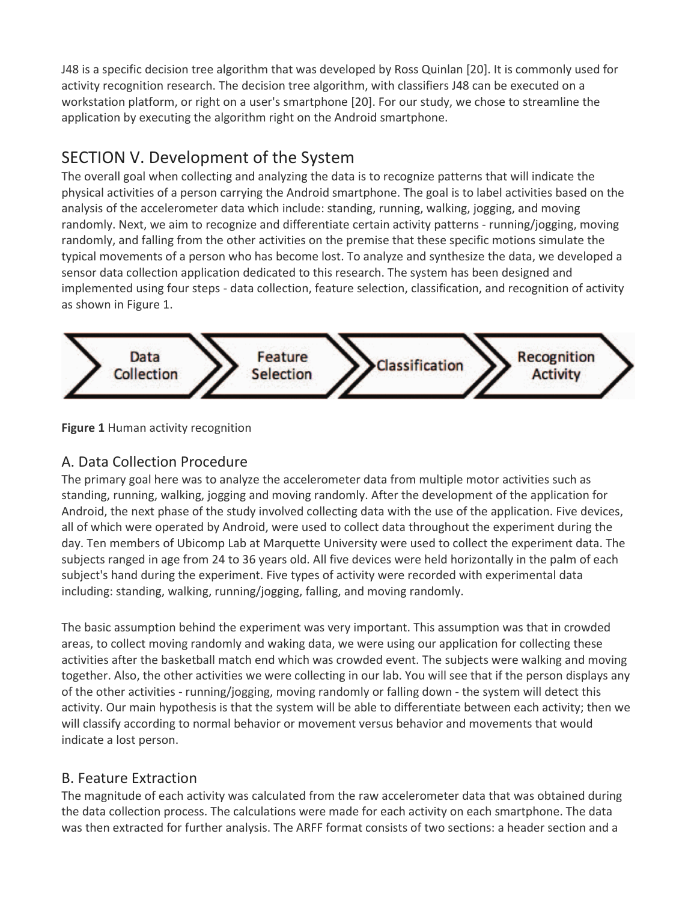J48 is a specific decision tree algorithm that was developed by Ross Quinlan [20]. It is commonly used for activity recognition research. The decision tree algorithm, with classifiers J48 can be executed on a workstation platform, or right on a user's smartphone [20]. For our study, we chose to streamline the application by executing the algorithm right on the Android smartphone.

## SECTION V. Development of the System

The overall goal when collecting and analyzing the data is to recognize patterns that will indicate the physical activities of a person carrying the Android smartphone. The goal is to label activities based on the analysis of the accelerometer data which include: standing, running, walking, jogging, and moving randomly. Next, we aim to recognize and differentiate certain activity patterns - running/jogging, moving randomly, and falling from the other activities on the premise that these specific motions simulate the typical movements of a person who has become lost. To analyze and synthesize the data, we developed a sensor data collection application dedicated to this research. The system has been designed and implemented using four steps - data collection, feature selection, classification, and recognition of activity as shown in Figure 1.

Data Collection → Feature Selection → Classification → Recognition Activity

**Figure 1** Human activity recognition

### A. Data Collection Procedure

The primary goal here was to analyze the accelerometer data from multiple motor activities such as standing, running, walking, jogging and moving randomly. After the development of the application for Android, the next phase of the study involved collecting data with the use of the application. Five devices, all of which were operated by Android, were used to collect data throughout the experiment during the day. Ten members of Ubicomp Lab at Marquette University were used to collect the experiment data. The subjects ranged in age from 24 to 36 years old. All five devices were held horizontally in the palm of each subject's hand during the experiment. Five types of activity were recorded with experimental data including: standing, walking, running/jogging, falling, and moving randomly.

The basic assumption behind the experiment was very important. This assumption was that in crowded areas, to collect moving randomly and waking data, we were using our application for collecting these activities after the basketball match end which was crowded event. The subjects were walking and moving together. Also, the other activities we were collecting in our lab. You will see that if the person displays any of the other activities - running/jogging, moving randomly or falling down - the system will detect this activity. Our main hypothesis is that the system will be able to differentiate between each activity; then we will classify according to normal behavior or movement versus behavior and movements that would indicate a lost person.

### B. Feature Extraction

The magnitude of each activity was calculated from the raw accelerometer data that was obtained during the data collection process. The calculations were made for each activity on each smartphone. The data was then extracted for further analysis. The ARFF format consists of two sections: a header section and a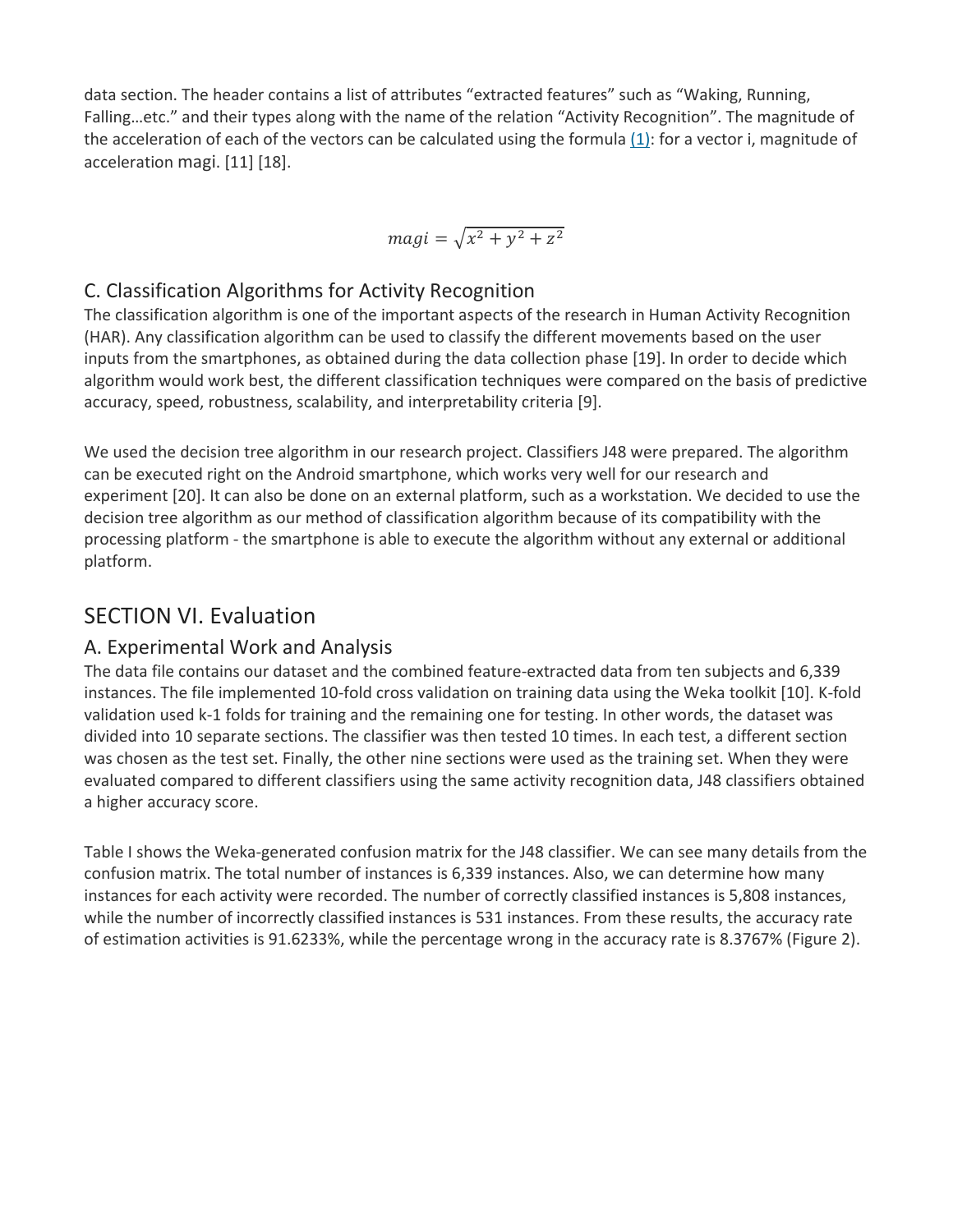data section. The header contains a list of attributes “extracted features” such as “Waking, Running, Falling…etc.” and their types along with the name of the relation “Activity Recognition”. The magnitude of the acceleration of each of the vectors can be calculated using the formula (1): for a vector i, magnitude of acceleration magi. [11] [18].

$$magi = \sqrt{x^2 + y^2 + z^2}$$

## C. Classification Algorithms for Activity Recognition

The classification algorithm is one of the important aspects of the research in Human Activity Recognition (HAR). Any classification algorithm can be used to classify the different movements based on the user inputs from the smartphones, as obtained during the data collection phase [19]. In order to decide which algorithm would work best, the different classification techniques were compared on the basis of predictive accuracy, speed, robustness, scalability, and interpretability criteria [9].

We used the decision tree algorithm in our research project. Classifiers J48 were prepared. The algorithm can be executed right on the Android smartphone, which works very well for our research and experiment [20]. It can also be done on an external platform, such as a workstation. We decided to use the decision tree algorithm as our method of classification algorithm because of its compatibility with the processing platform - the smartphone is able to execute the algorithm without any external or additional platform.

# SECTION VI. Evaluation

## A. Experimental Work and Analysis

The data file contains our dataset and the combined feature-extracted data from ten subjects and 6,339 instances. The file implemented 10-fold cross validation on training data using the Weka toolkit [10]. K-fold validation used k-1 folds for training and the remaining one for testing. In other words, the dataset was divided into 10 separate sections. The classifier was then tested 10 times. In each test, a different section was chosen as the test set. Finally, the other nine sections were used as the training set. When they were evaluated compared to different classifiers using the same activity recognition data, J48 classifiers obtained a higher accuracy score.

Table I shows the Weka-generated confusion matrix for the J48 classifier. We can see many details from the confusion matrix. The total number of instances is 6,339 instances. Also, we can determine how many instances for each activity were recorded. The number of correctly classified instances is 5,808 instances, while the number of incorrectly classified instances is 531 instances. From these results, the accuracy rate of estimation activities is 91.6233%, while the percentage wrong in the accuracy rate is 8.3767% (Figure 2).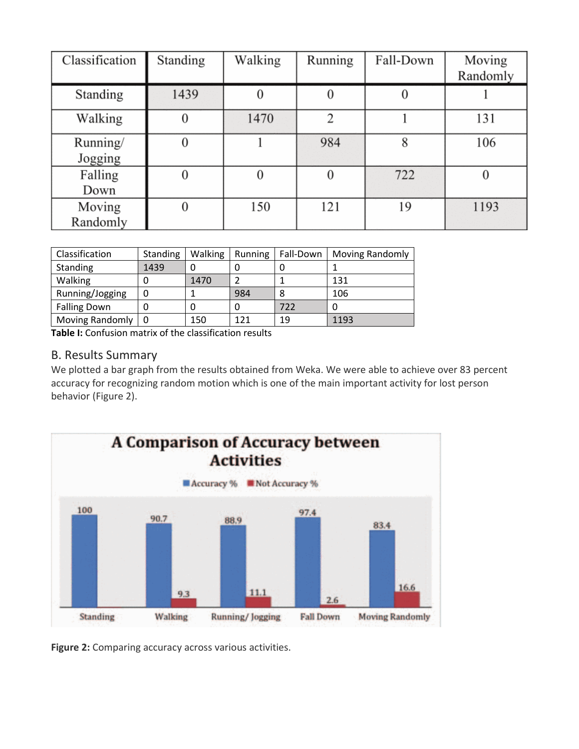| Classification | Standing | Walking | Running | Fall-Down | Moving Randomly |
|---|---|---|---|---|---|
| Standing | 1439 | 0 | 0 | 0 | 1 |
| Walking | 0 | 1470 | 2 | 1 | 131 |
| Running/ Jogging | 0 | 1 | 984 | 8 | 106 |
| Falling Down | 0 | 0 | 0 | 722 | 0 |
| Moving Randomly | 0 | 150 | 121 | 19 | 1193 |

| Classification | Standing | Walking | Running | Fall-Down | Moving Randomly |
|---|---|---|---|---|---|
| Standing | 1439 | 0 | 0 | 0 | 1 |
| Walking | 0 | 1470 | 2 | 1 | 131 |
| Running/Jogging | 0 | 1 | 984 | 8 | 106 |
| Falling Down | 0 | 0 | 0 | 722 | 0 |
| Moving Randomly | 0 | 150 | 121 | 19 | 1193 |

**Table I:** Confusion matrix of the classification results

## B. Results Summary

We plotted a bar graph from the results obtained from Weka. We were able to achieve over 83 percent accuracy for recognizing random motion which is one of the main important activity for lost person behavior (Figure 2).

**A Comparison of Accuracy between Activities**

| Activity | Accuracy % | Not Accuracy % |
|---|---|---|
| Standing | 100 | |
| Walking | 90.7 | 9.3 |
| Running/ Jogging | 88.9 | 11.1 |
| Fall Down | 97.4 | 2.6 |
| Moving Randomly | 83.4 | 16.6 |

**Figure 2:** Comparing accuracy across various activities.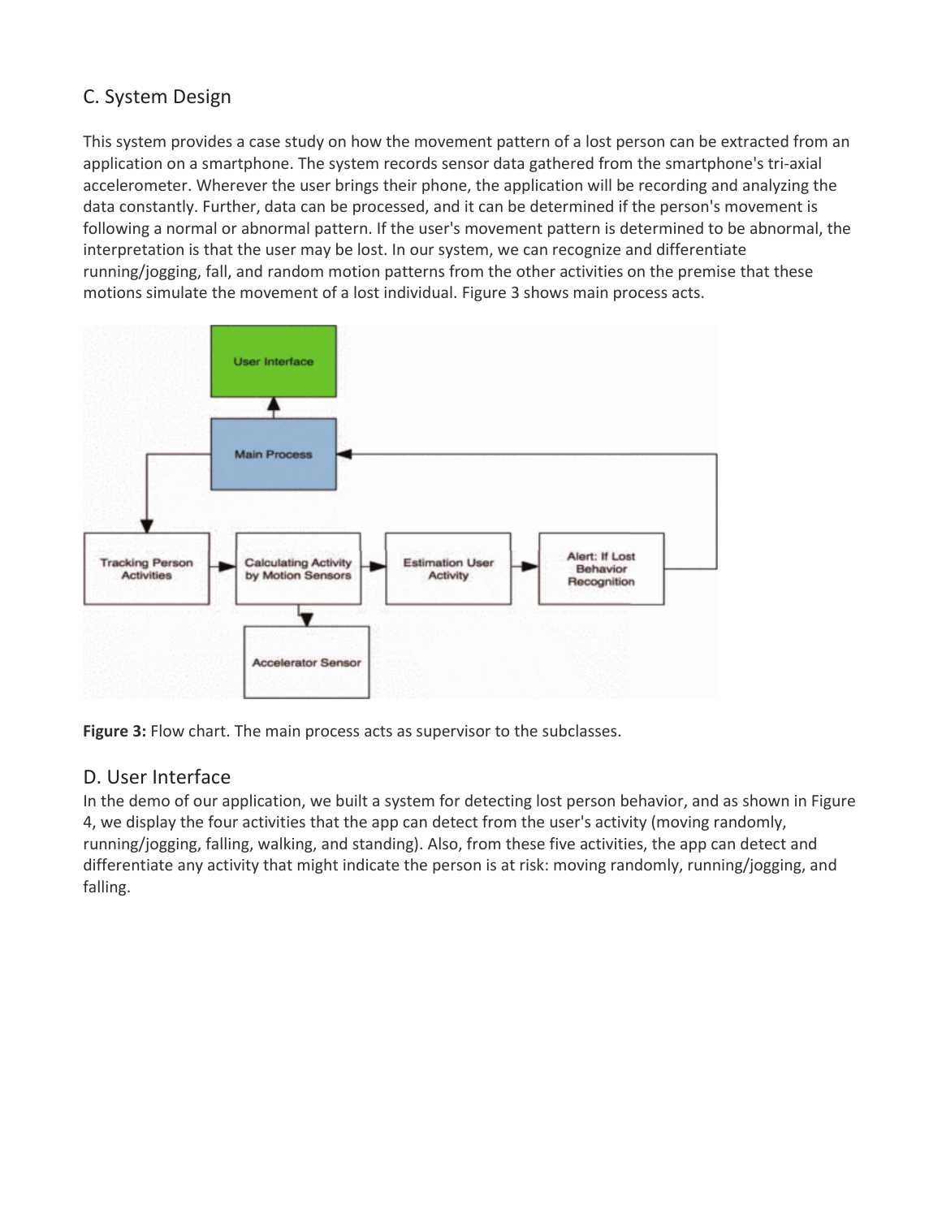## C. System Design

This system provides a case study on how the movement pattern of a lost person can be extracted from an application on a smartphone. The system records sensor data gathered from the smartphone's tri-axial accelerometer. Wherever the user brings their phone, the application will be recording and analyzing the data constantly. Further, data can be processed, and it can be determined if the person's movement is following a normal or abnormal pattern. If the user's movement pattern is determined to be abnormal, the interpretation is that the user may be lost. In our system, we can recognize and differentiate running/jogging, fall, and random motion patterns from the other activities on the premise that these motions simulate the movement of a lost individual. Figure 3 shows main process acts.

**Figure 3:** Flow chart. The main process acts as supervisor to the subclasses.

## D. User Interface

In the demo of our application, we built a system for detecting lost person behavior, and as shown in Figure 4, we display the four activities that the app can detect from the user's activity (moving randomly, running/jogging, falling, walking, and standing). Also, from these five activities, the app can detect and differentiate any activity that might indicate the person is at risk: moving randomly, running/jogging, and falling.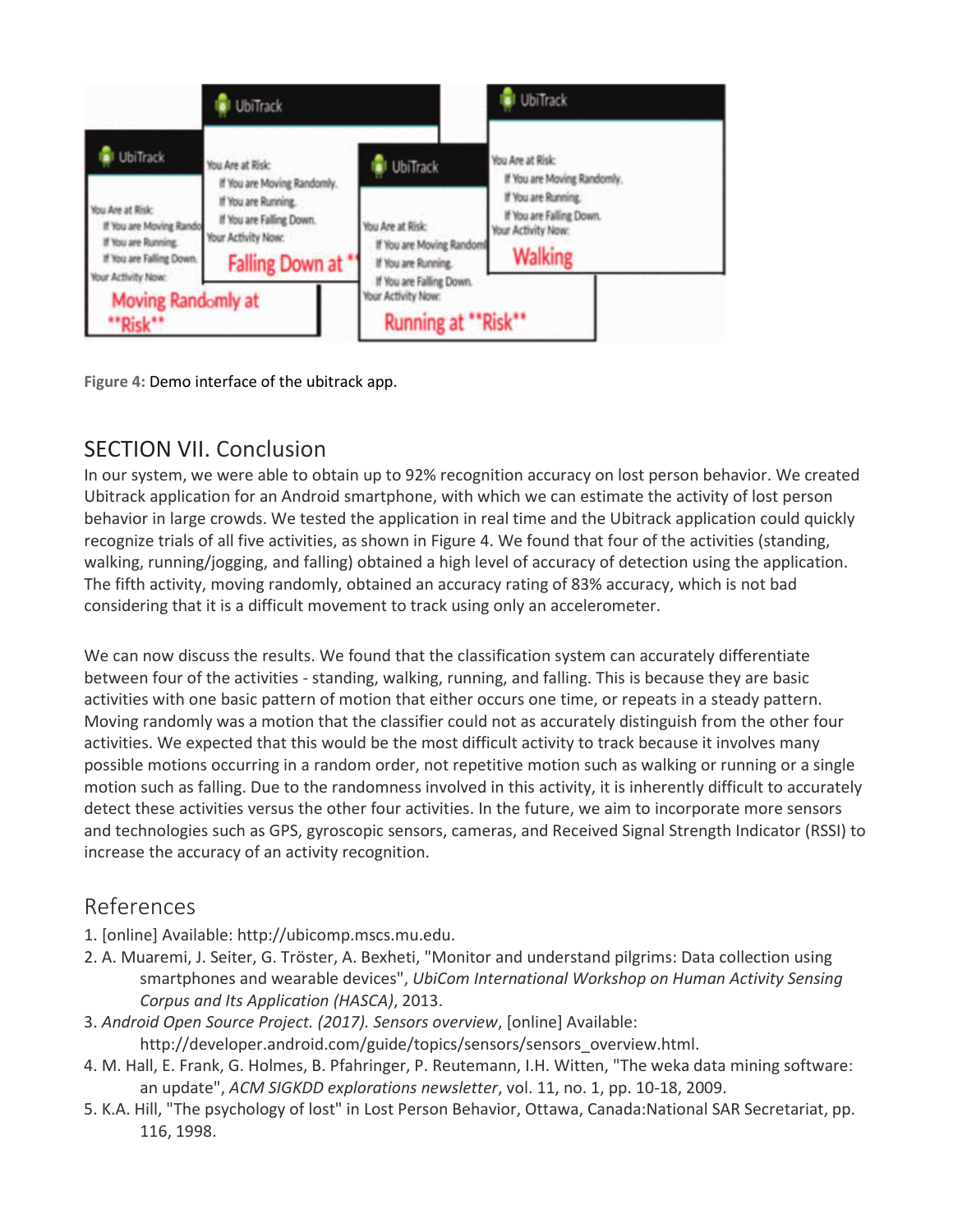Figure 4: Demo interface of the ubitrack app.

## SECTION VII. Conclusion

In our system, we were able to obtain up to 92% recognition accuracy on lost person behavior. We created Ubitrack application for an Android smartphone, with which we can estimate the activity of lost person behavior in large crowds. We tested the application in real time and the Ubitrack application could quickly recognize trials of all five activities, as shown in Figure 4. We found that four of the activities (standing, walking, running/jogging, and falling) obtained a high level of accuracy of detection using the application. The fifth activity, moving randomly, obtained an accuracy rating of 83% accuracy, which is not bad considering that it is a difficult movement to track using only an accelerometer.

We can now discuss the results. We found that the classification system can accurately differentiate between four of the activities - standing, walking, running, and falling. This is because they are basic activities with one basic pattern of motion that either occurs one time, or repeats in a steady pattern. Moving randomly was a motion that the classifier could not as accurately distinguish from the other four activities. We expected that this would be the most difficult activity to track because it involves many possible motions occurring in a random order, not repetitive motion such as walking or running or a single motion such as falling. Due to the randomness involved in this activity, it is inherently difficult to accurately detect these activities versus the other four activities. In the future, we aim to incorporate more sensors and technologies such as GPS, gyroscopic sensors, cameras, and Received Signal Strength Indicator (RSSI) to increase the accuracy of an activity recognition.

## References

1. [online] Available: http://ubicomp.mscs.mu.edu.
2. A. Muaremi, J. Seiter, G. Tröster, A. Bexheti, "Monitor and understand pilgrims: Data collection using smartphones and wearable devices", *UbiCom International Workshop on Human Activity Sensing Corpus and Its Application (HASCA)*, 2013.
3. *Android Open Source Project. (2017). Sensors overview*, [online] Available: http://developer.android.com/guide/topics/sensors/sensors_overview.html.
4. M. Hall, E. Frank, G. Holmes, B. Pfahringer, P. Reutemann, I.H. Witten, "The weka data mining software: an update", *ACM SIGKDD explorations newsletter*, vol. 11, no. 1, pp. 10-18, 2009.
5. K.A. Hill, "The psychology of lost" in Lost Person Behavior, Ottawa, Canada:National SAR Secretariat, pp. 116, 1998.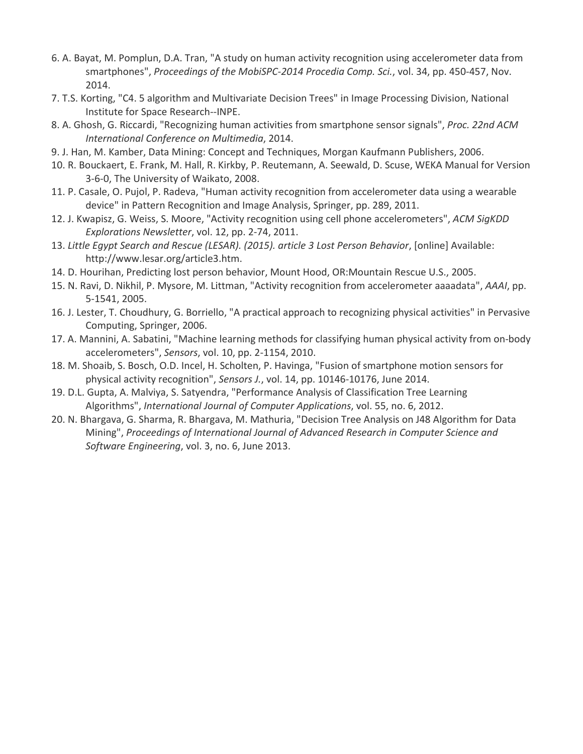6. A. Bayat, M. Pomplun, D.A. Tran, "A study on human activity recognition using accelerometer data from smartphones", *Proceedings of the MobiSPC-2014 Procedia Comp. Sci.*, vol. 34, pp. 450-457, Nov. 2014.
7. T.S. Korting, "C4. 5 algorithm and Multivariate Decision Trees" in Image Processing Division, National Institute for Space Research--INPE.
8. A. Ghosh, G. Riccardi, "Recognizing human activities from smartphone sensor signals", *Proc. 22nd ACM International Conference on Multimedia*, 2014.
9. J. Han, M. Kamber, Data Mining: Concept and Techniques, Morgan Kaufmann Publishers, 2006.
10. R. Bouckaert, E. Frank, M. Hall, R. Kirkby, P. Reutemann, A. Seewald, D. Scuse, WEKA Manual for Version 3-6-0, The University of Waikato, 2008.
11. P. Casale, O. Pujol, P. Radeva, "Human activity recognition from accelerometer data using a wearable device" in Pattern Recognition and Image Analysis, Springer, pp. 289, 2011.
12. J. Kwapisz, G. Weiss, S. Moore, "Activity recognition using cell phone accelerometers", *ACM SigKDD Explorations Newsletter*, vol. 12, pp. 2-74, 2011.
13. *Little Egypt Search and Rescue (LESAR). (2015). article 3 Lost Person Behavior*, [online] Available: http://www.lesar.org/article3.htm.
14. D. Hourihan, Predicting lost person behavior, Mount Hood, OR:Mountain Rescue U.S., 2005.
15. N. Ravi, D. Nikhil, P. Mysore, M. Littman, "Activity recognition from accelerometer aaaadata", *AAAI*, pp. 5-1541, 2005.
16. J. Lester, T. Choudhury, G. Borriello, "A practical approach to recognizing physical activities" in Pervasive Computing, Springer, 2006.
17. A. Mannini, A. Sabatini, "Machine learning methods for classifying human physical activity from on-body accelerometers", *Sensors*, vol. 10, pp. 2-1154, 2010.
18. M. Shoaib, S. Bosch, O.D. Incel, H. Scholten, P. Havinga, "Fusion of smartphone motion sensors for physical activity recognition", *Sensors J.*, vol. 14, pp. 10146-10176, June 2014.
19. D.L. Gupta, A. Malviya, S. Satyendra, "Performance Analysis of Classification Tree Learning Algorithms", *International Journal of Computer Applications*, vol. 55, no. 6, 2012.
20. N. Bhargava, G. Sharma, R. Bhargava, M. Mathuria, "Decision Tree Analysis on J48 Algorithm for Data Mining", *Proceedings of International Journal of Advanced Research in Computer Science and Software Engineering*, vol. 3, no. 6, June 2013.